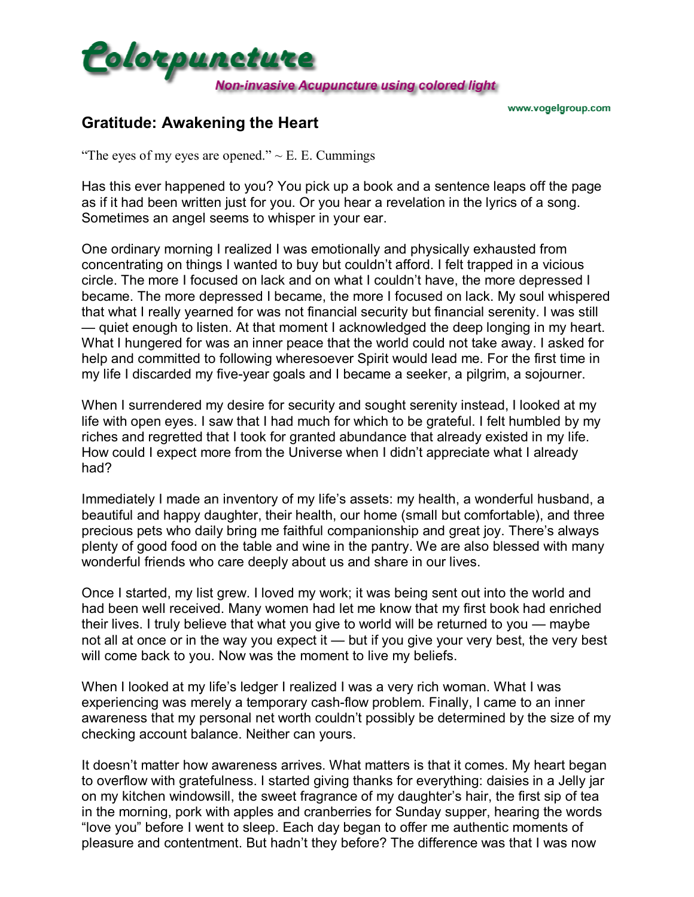# Colorpuncture

*Non-invasive Acupuncture using colored light*

www.vogelgroup.com

## Gratitude: Awakening the Heart

"The eyes of my eyes are opened." ~ E. E. Cummings

Has this ever happened to you? You pick up a book and a sentence leaps off the page as if it had been written just for you. Or you hear a revelation in the lyrics of a song. Sometimes an angel seems to whisper in your ear.

One ordinary morning I realized I was emotionally and physically exhausted from concentrating on things I wanted to buy but couldn't afford. I felt trapped in a vicious circle. The more I focused on lack and on what I couldn't have, the more depressed I became. The more depressed I became, the more I focused on lack. My soul whispered that what I really yearned for was not financial security but financial serenity. I was still — quiet enough to listen. At that moment I acknowledged the deep longing in my heart. What I hungered for was an inner peace that the world could not take away. I asked for help and committed to following wheresoever Spirit would lead me. For the first time in my life I discarded my five-year goals and I became a seeker, a pilgrim, a sojourner.

When I surrendered my desire for security and sought serenity instead, I looked at my life with open eyes. I saw that I had much for which to be grateful. I felt humbled by my riches and regretted that I took for granted abundance that already existed in my life. How could I expect more from the Universe when I didn't appreciate what I already had?

Immediately I made an inventory of my life's assets: my health, a wonderful husband, a beautiful and happy daughter, their health, our home (small but comfortable), and three precious pets who daily bring me faithful companionship and great joy. There's always plenty of good food on the table and wine in the pantry. We are also blessed with many wonderful friends who care deeply about us and share in our lives.

Once I started, my list grew. I loved my work; it was being sent out into the world and had been well received. Many women had let me know that my first book had enriched their lives. I truly believe that what you give to world will be returned to you — maybe not all at once or in the way you expect it — but if you give your very best, the very best will come back to you. Now was the moment to live my beliefs.

When I looked at my life's ledger I realized I was a very rich woman. What I was experiencing was merely a temporary cash-flow problem. Finally, I came to an inner awareness that my personal net worth couldn't possibly be determined by the size of my checking account balance. Neither can yours.

It doesn't matter how awareness arrives. What matters is that it comes. My heart began to overflow with gratefulness. I started giving thanks for everything: daisies in a Jelly jar on my kitchen windowsill, the sweet fragrance of my daughter's hair, the first sip of tea in the morning, pork with apples and cranberries for Sunday supper, hearing the words "love you" before I went to sleep. Each day began to offer me authentic moments of pleasure and contentment. But hadn't they before? The difference was that I was now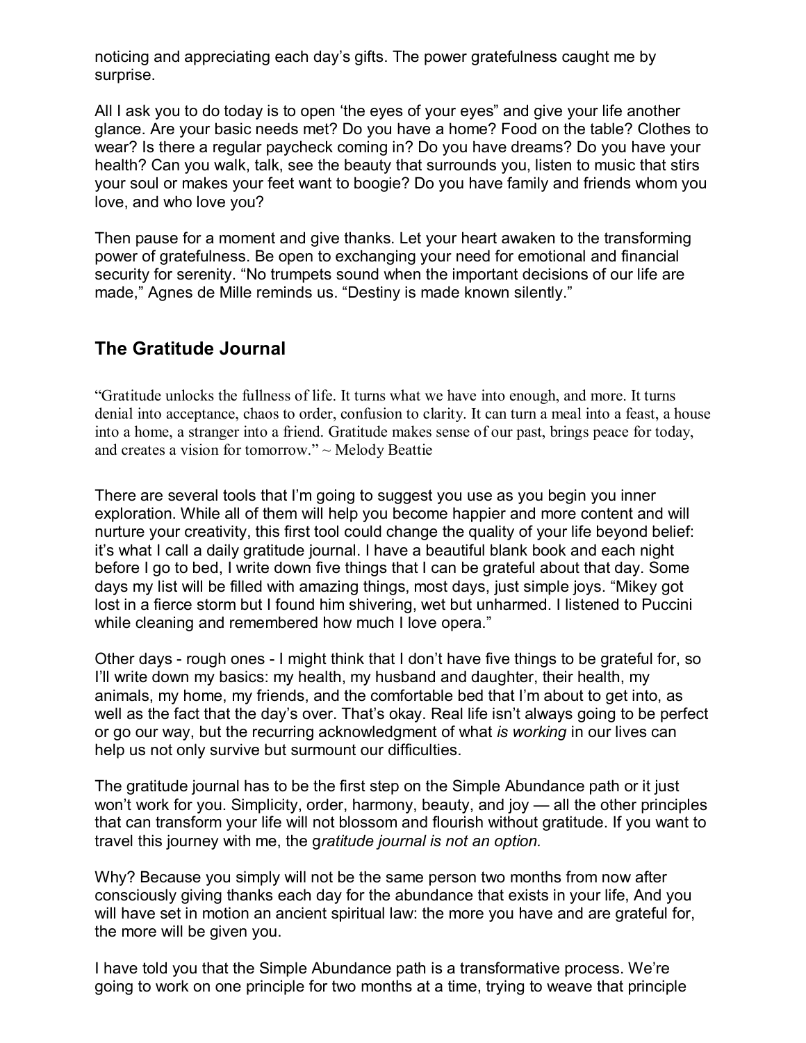noticing and appreciating each day's gifts. The power gratefulness caught me by surprise.

All I ask you to do today is to open 'the eyes of your eyes" and give your life another glance. Are your basic needs met? Do you have a home? Food on the table? Clothes to wear? Is there a regular paycheck coming in? Do you have dreams? Do you have your health? Can you walk, talk, see the beauty that surrounds you, listen to music that stirs your soul or makes your feet want to boogie? Do you have family and friends whom you love, and who love you?

Then pause for a moment and give thanks. Let your heart awaken to the transforming power of gratefulness. Be open to exchanging your need for emotional and financial security for serenity. "No trumpets sound when the important decisions of our life are made," Agnes de Mille reminds us. "Destiny is made known silently."

## The Gratitude Journal

"Gratitude unlocks the fullness of life. It turns what we have into enough, and more. It turns denial into acceptance, chaos to order, confusion to clarity. It can turn a meal into a feast, a house into a home, a stranger into a friend. Gratitude makes sense of our past, brings peace for today, and creates a vision for tomorrow." ~ Melody Beattie

There are several tools that I'm going to suggest you use as you begin you inner exploration. While all of them will help you become happier and more content and will nurture your creativity, this first tool could change the quality of your life beyond belief: it's what I call a daily gratitude journal. I have a beautiful blank book and each night before I go to bed, I write down five things that I can be grateful about that day. Some days my list will be filled with amazing things, most days, just simple joys. "Mikey got lost in a fierce storm but I found him shivering, wet but unharmed. I listened to Puccini while cleaning and remembered how much I love opera."

Other days - rough ones - I might think that I don't have five things to be grateful for, so I'll write down my basics: my health, my husband and daughter, their health, my animals, my home, my friends, and the comfortable bed that I'm about to get into, as well as the fact that the day's over. That's okay. Real life isn't always going to be perfect or go our way, but the recurring acknowledgment of what *is working* in our lives can help us not only survive but surmount our difficulties.

The gratitude journal has to be the first step on the Simple Abundance path or it just won't work for you. Simplicity, order, harmony, beauty, and joy — all the other principles that can transform your life will not blossom and flourish without gratitude. If you want to travel this journey with me, the g*ratitude journal is not an option.*

Why? Because you simply will not be the same person two months from now after consciously giving thanks each day for the abundance that exists in your life, And you will have set in motion an ancient spiritual law: the more you have and are grateful for, the more will be given you.

I have told you that the Simple Abundance path is a transformative process. We're going to work on one principle for two months at a time, trying to weave that principle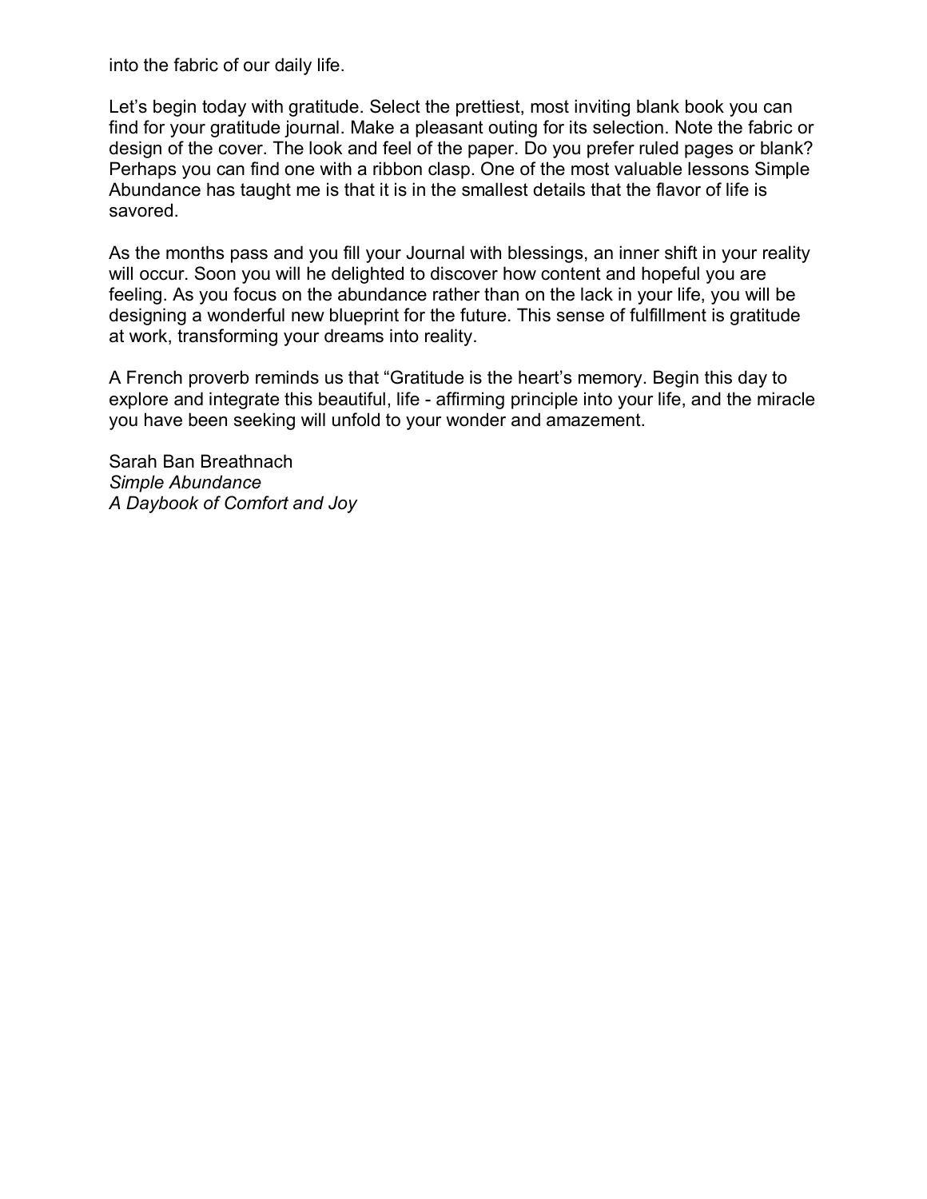into the fabric of our daily life.

Let's begin today with gratitude. Select the prettiest, most inviting blank book you can find for your gratitude journal. Make a pleasant outing for its selection. Note the fabric or design of the cover. The look and feel of the paper. Do you prefer ruled pages or blank? Perhaps you can find one with a ribbon clasp. One of the most valuable lessons Simple Abundance has taught me is that it is in the smallest details that the flavor of life is savored.

As the months pass and you fill your Journal with blessings, an inner shift in your reality will occur. Soon you will he delighted to discover how content and hopeful you are feeling. As you focus on the abundance rather than on the lack in your life, you will be designing a wonderful new blueprint for the future. This sense of fulfillment is gratitude at work, transforming your dreams into reality.

A French proverb reminds us that "Gratitude is the heart's memory. Begin this day to explore and integrate this beautiful, life - affirming principle into your life, and the miracle you have been seeking will unfold to your wonder and amazement.

Sarah Ban Breathnach
*Simple Abundance*
*A Daybook of Comfort and Joy*